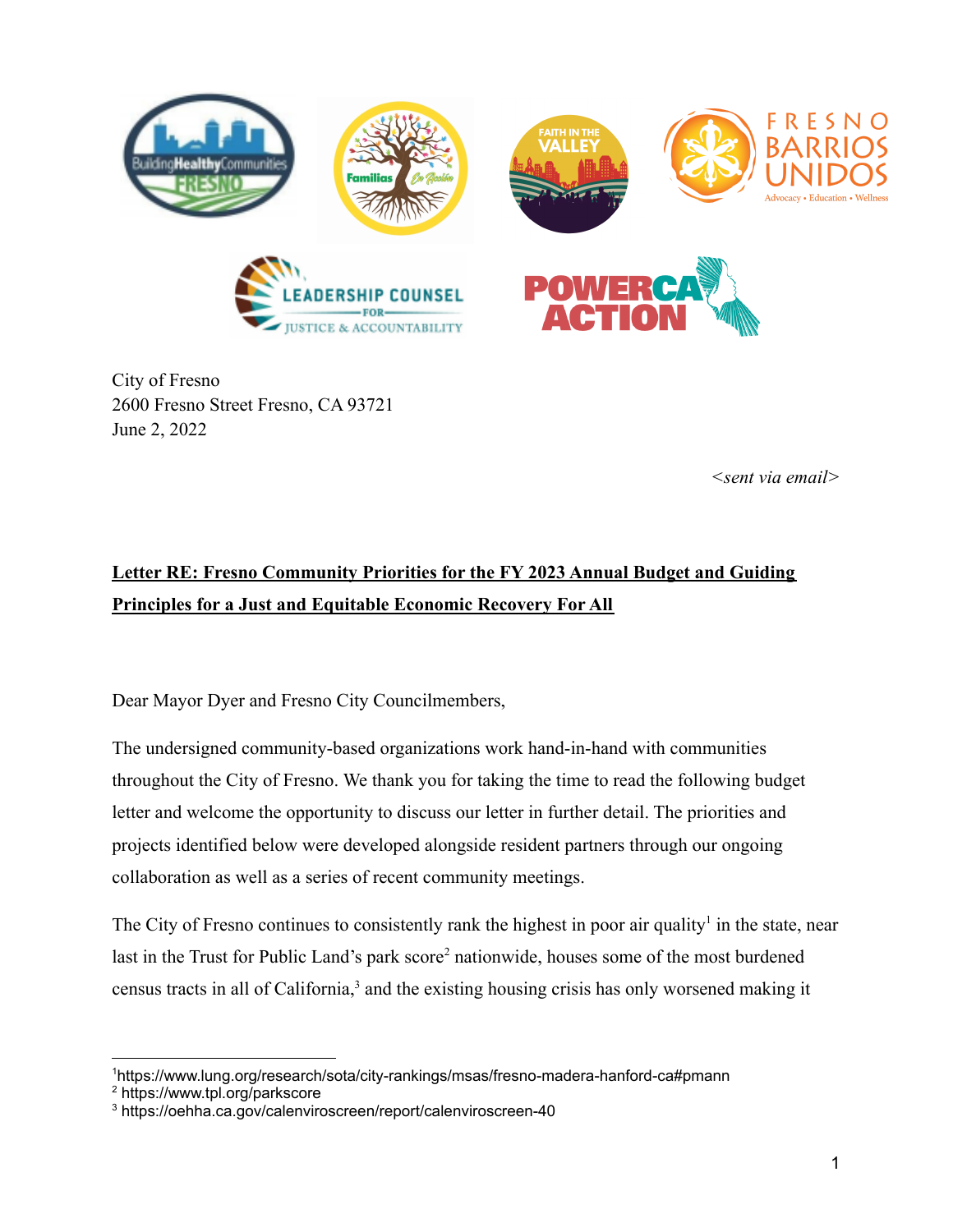City of Fresno
2600 Fresno Street Fresno, CA 93721
June 2, 2022

*<sent via email>*

**Letter RE: Fresno Community Priorities for the FY 2023 Annual Budget and Guiding Principles for a Just and Equitable Economic Recovery For All**

Dear Mayor Dyer and Fresno City Councilmembers,

The undersigned community-based organizations work hand-in-hand with communities throughout the City of Fresno. We thank you for taking the time to read the following budget letter and welcome the opportunity to discuss our letter in further detail. The priorities and projects identified below were developed alongside resident partners through our ongoing collaboration as well as a series of recent community meetings.

The City of Fresno continues to consistently rank the highest in poor air quality[1] in the state, near last in the Trust for Public Land's park score[2] nationwide, houses some of the most burdened census tracts in all of California,[3] and the existing housing crisis has only worsened making it

[1] https://www.lung.org/research/sota/city-rankings/msas/fresno-madera-hanford-ca#pmann
[2] https://www.tpl.org/parkscore
[3] https://oehha.ca.gov/calenviroscreen/report/calenviroscreen-40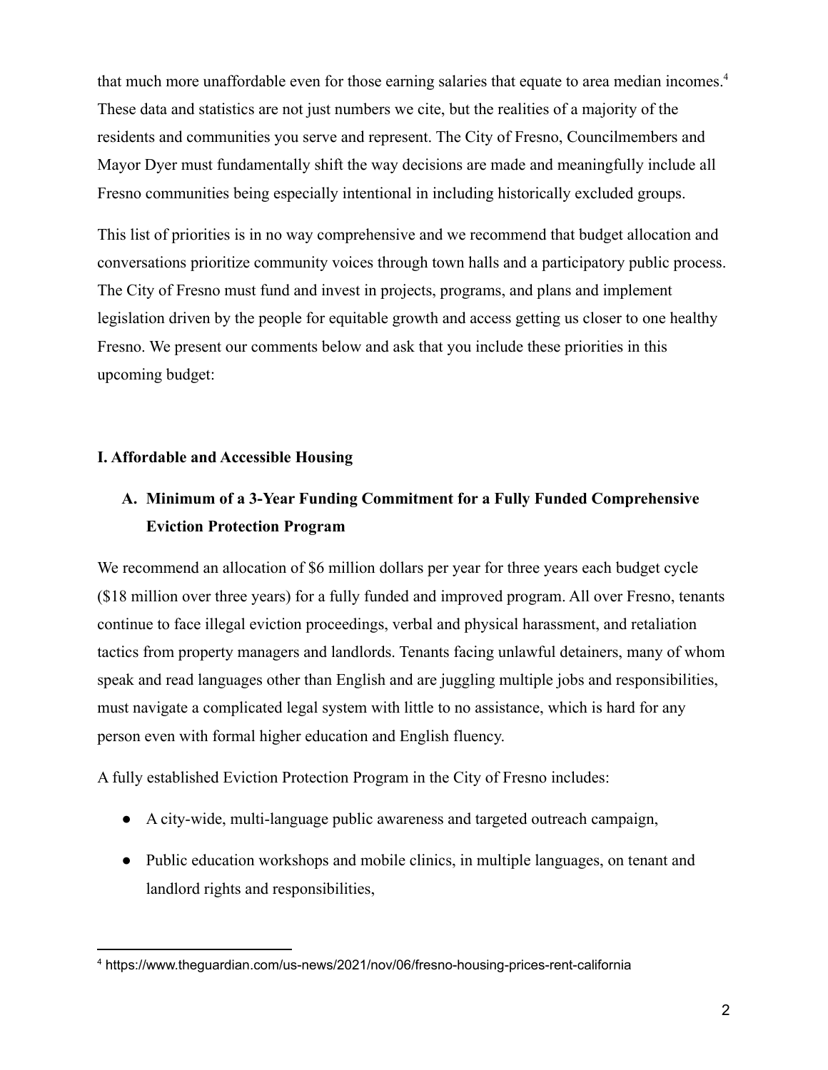that much more unaffordable even for those earning salaries that equate to area median incomes.[4] These data and statistics are not just numbers we cite, but the realities of a majority of the residents and communities you serve and represent. The City of Fresno, Councilmembers and Mayor Dyer must fundamentally shift the way decisions are made and meaningfully include all Fresno communities being especially intentional in including historically excluded groups.

This list of priorities is in no way comprehensive and we recommend that budget allocation and conversations prioritize community voices through town halls and a participatory public process. The City of Fresno must fund and invest in projects, programs, and plans and implement legislation driven by the people for equitable growth and access getting us closer to one healthy Fresno. We present our comments below and ask that you include these priorities in this upcoming budget:

## I. Affordable and Accessible Housing

### A. Minimum of a 3-Year Funding Commitment for a Fully Funded Comprehensive Eviction Protection Program

We recommend an allocation of $6 million dollars per year for three years each budget cycle ($18 million over three years) for a fully funded and improved program. All over Fresno, tenants continue to face illegal eviction proceedings, verbal and physical harassment, and retaliation tactics from property managers and landlords. Tenants facing unlawful detainers, many of whom speak and read languages other than English and are juggling multiple jobs and responsibilities, must navigate a complicated legal system with little to no assistance, which is hard for any person even with formal higher education and English fluency.

A fully established Eviction Protection Program in the City of Fresno includes:

- A city-wide, multi-language public awareness and targeted outreach campaign,
- Public education workshops and mobile clinics, in multiple languages, on tenant and landlord rights and responsibilities,

[4] https://www.theguardian.com/us-news/2021/nov/06/fresno-housing-prices-rent-california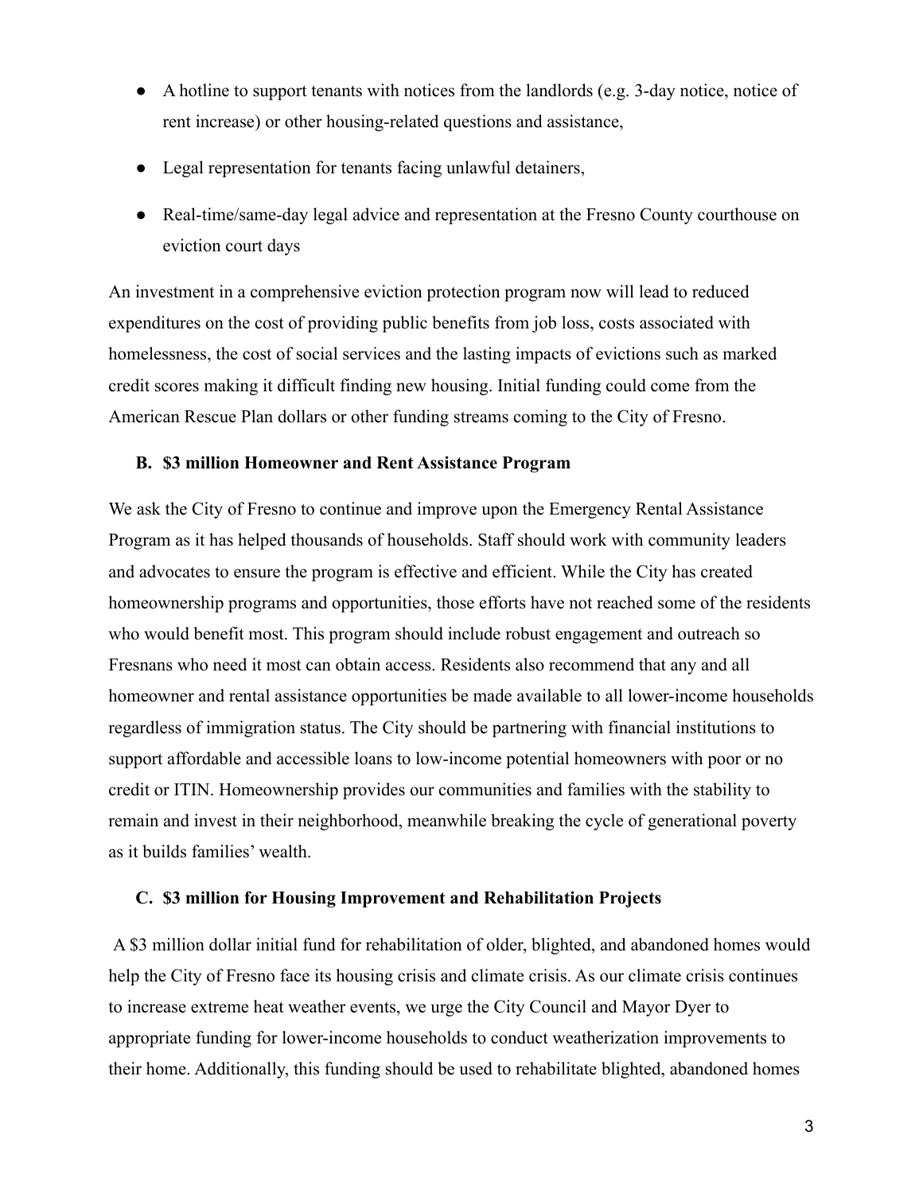- A hotline to support tenants with notices from the landlords (e.g. 3-day notice, notice of rent increase) or other housing-related questions and assistance,
- Legal representation for tenants facing unlawful detainers,
- Real-time/same-day legal advice and representation at the Fresno County courthouse on eviction court days

An investment in a comprehensive eviction protection program now will lead to reduced expenditures on the cost of providing public benefits from job loss, costs associated with homelessness, the cost of social services and the lasting impacts of evictions such as marked credit scores making it difficult finding new housing. Initial funding could come from the American Rescue Plan dollars or other funding streams coming to the City of Fresno.

### B. $3 million Homeowner and Rent Assistance Program

We ask the City of Fresno to continue and improve upon the Emergency Rental Assistance Program as it has helped thousands of households. Staff should work with community leaders and advocates to ensure the program is effective and efficient. While the City has created homeownership programs and opportunities, those efforts have not reached some of the residents who would benefit most. This program should include robust engagement and outreach so Fresnans who need it most can obtain access. Residents also recommend that any and all homeowner and rental assistance opportunities be made available to all lower-income households regardless of immigration status. The City should be partnering with financial institutions to support affordable and accessible loans to low-income potential homeowners with poor or no credit or ITIN. Homeownership provides our communities and families with the stability to remain and invest in their neighborhood, meanwhile breaking the cycle of generational poverty as it builds families' wealth.

### C. $3 million for Housing Improvement and Rehabilitation Projects

A $3 million dollar initial fund for rehabilitation of older, blighted, and abandoned homes would help the City of Fresno face its housing crisis and climate crisis. As our climate crisis continues to increase extreme heat weather events, we urge the City Council and Mayor Dyer to appropriate funding for lower-income households to conduct weatherization improvements to their home. Additionally, this funding should be used to rehabilitate blighted, abandoned homes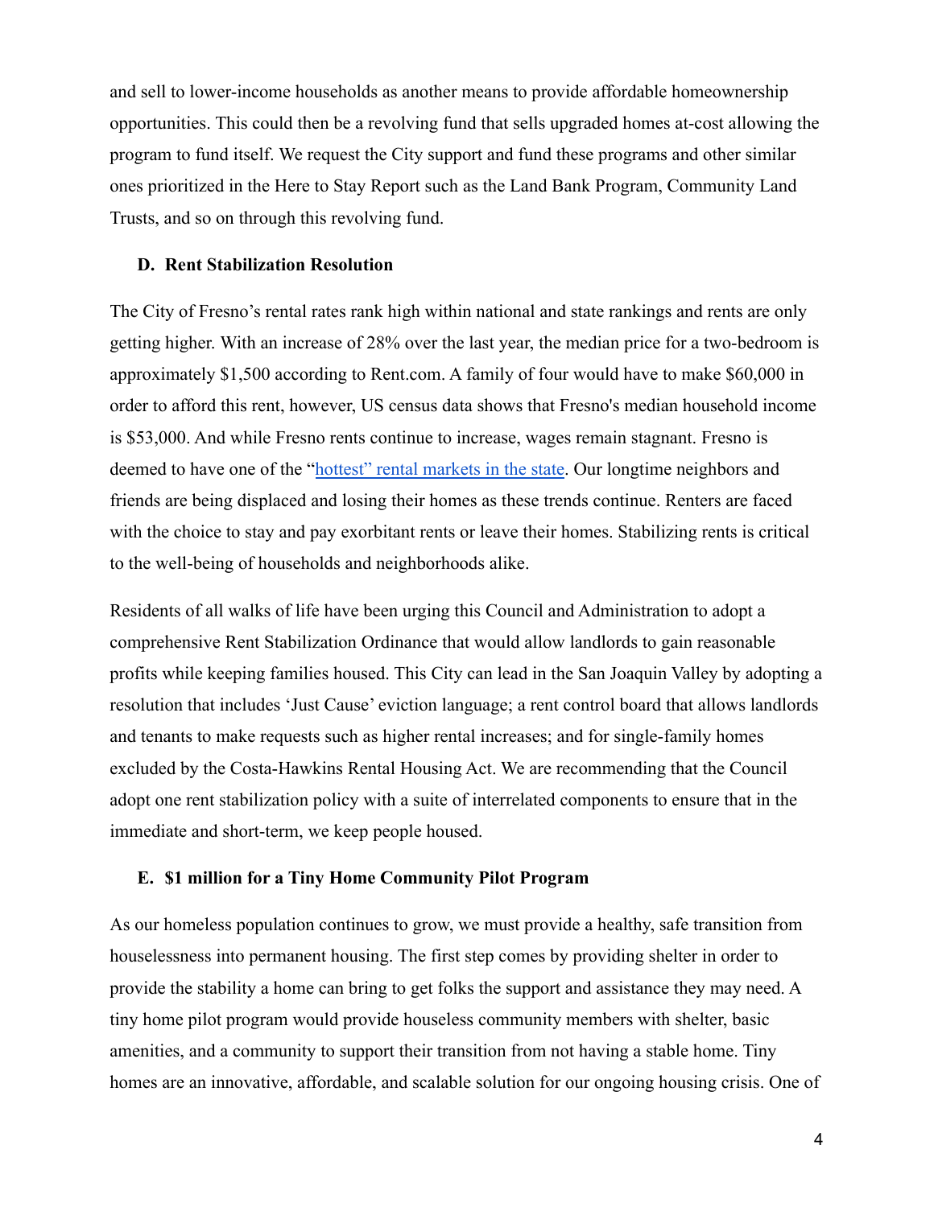and sell to lower-income households as another means to provide affordable homeownership opportunities. This could then be a revolving fund that sells upgraded homes at-cost allowing the program to fund itself. We request the City support and fund these programs and other similar ones prioritized in the Here to Stay Report such as the Land Bank Program, Community Land Trusts, and so on through this revolving fund.

### D. Rent Stabilization Resolution

The City of Fresno's rental rates rank high within national and state rankings and rents are only getting higher. With an increase of 28% over the last year, the median price for a two-bedroom is approximately $1,500 according to Rent.com. A family of four would have to make $60,000 in order to afford this rent, however, US census data shows that Fresno's median household income is $53,000. And while Fresno rents continue to increase, wages remain stagnant. Fresno is deemed to have one of the "hottest" rental markets in the state. Our longtime neighbors and friends are being displaced and losing their homes as these trends continue. Renters are faced with the choice to stay and pay exorbitant rents or leave their homes. Stabilizing rents is critical to the well-being of households and neighborhoods alike.

Residents of all walks of life have been urging this Council and Administration to adopt a comprehensive Rent Stabilization Ordinance that would allow landlords to gain reasonable profits while keeping families housed. This City can lead in the San Joaquin Valley by adopting a resolution that includes 'Just Cause' eviction language; a rent control board that allows landlords and tenants to make requests such as higher rental increases; and for single-family homes excluded by the Costa-Hawkins Rental Housing Act. We are recommending that the Council adopt one rent stabilization policy with a suite of interrelated components to ensure that in the immediate and short-term, we keep people housed.

### E. $1 million for a Tiny Home Community Pilot Program

As our homeless population continues to grow, we must provide a healthy, safe transition from houselessness into permanent housing. The first step comes by providing shelter in order to provide the stability a home can bring to get folks the support and assistance they may need. A tiny home pilot program would provide houseless community members with shelter, basic amenities, and a community to support their transition from not having a stable home. Tiny homes are an innovative, affordable, and scalable solution for our ongoing housing crisis. One of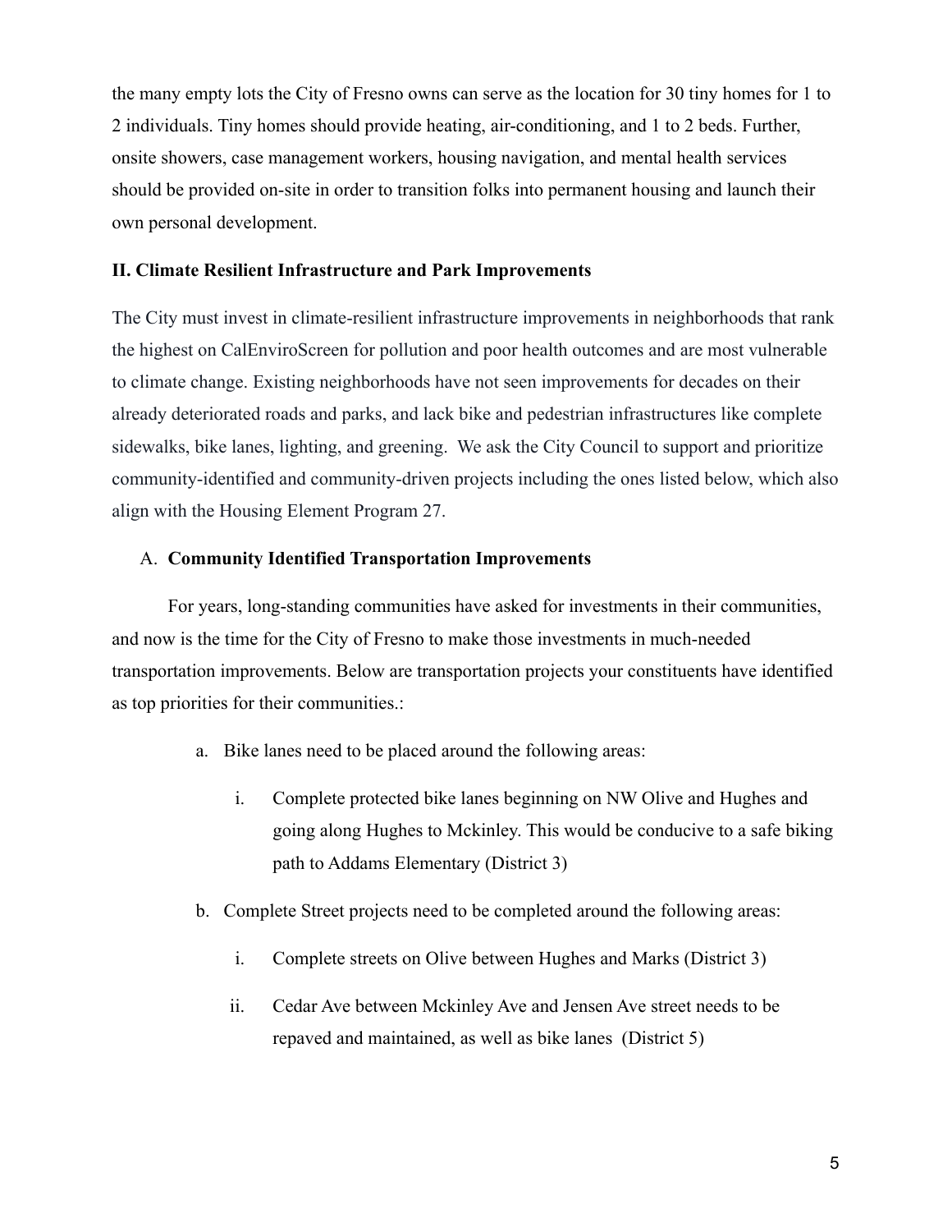the many empty lots the City of Fresno owns can serve as the location for 30 tiny homes for 1 to 2 individuals. Tiny homes should provide heating, air-conditioning, and 1 to 2 beds. Further, onsite showers, case management workers, housing navigation, and mental health services should be provided on-site in order to transition folks into permanent housing and launch their own personal development.

## II. Climate Resilient Infrastructure and Park Improvements

The City must invest in climate-resilient infrastructure improvements in neighborhoods that rank the highest on CalEnviroScreen for pollution and poor health outcomes and are most vulnerable to climate change. Existing neighborhoods have not seen improvements for decades on their already deteriorated roads and parks, and lack bike and pedestrian infrastructures like complete sidewalks, bike lanes, lighting, and greening. We ask the City Council to support and prioritize community-identified and community-driven projects including the ones listed below, which also align with the Housing Element Program 27.

### A. Community Identified Transportation Improvements

For years, long-standing communities have asked for investments in their communities, and now is the time for the City of Fresno to make those investments in much-needed transportation improvements. Below are transportation projects your constituents have identified as top priorities for their communities.:

- a. Bike lanes need to be placed around the following areas:
  - i. Complete protected bike lanes beginning on NW Olive and Hughes and going along Hughes to Mckinley. This would be conducive to a safe biking path to Addams Elementary (District 3)
- b. Complete Street projects need to be completed around the following areas:
  - i. Complete streets on Olive between Hughes and Marks (District 3)
  - ii. Cedar Ave between Mckinley Ave and Jensen Ave street needs to be repaved and maintained, as well as bike lanes (District 5)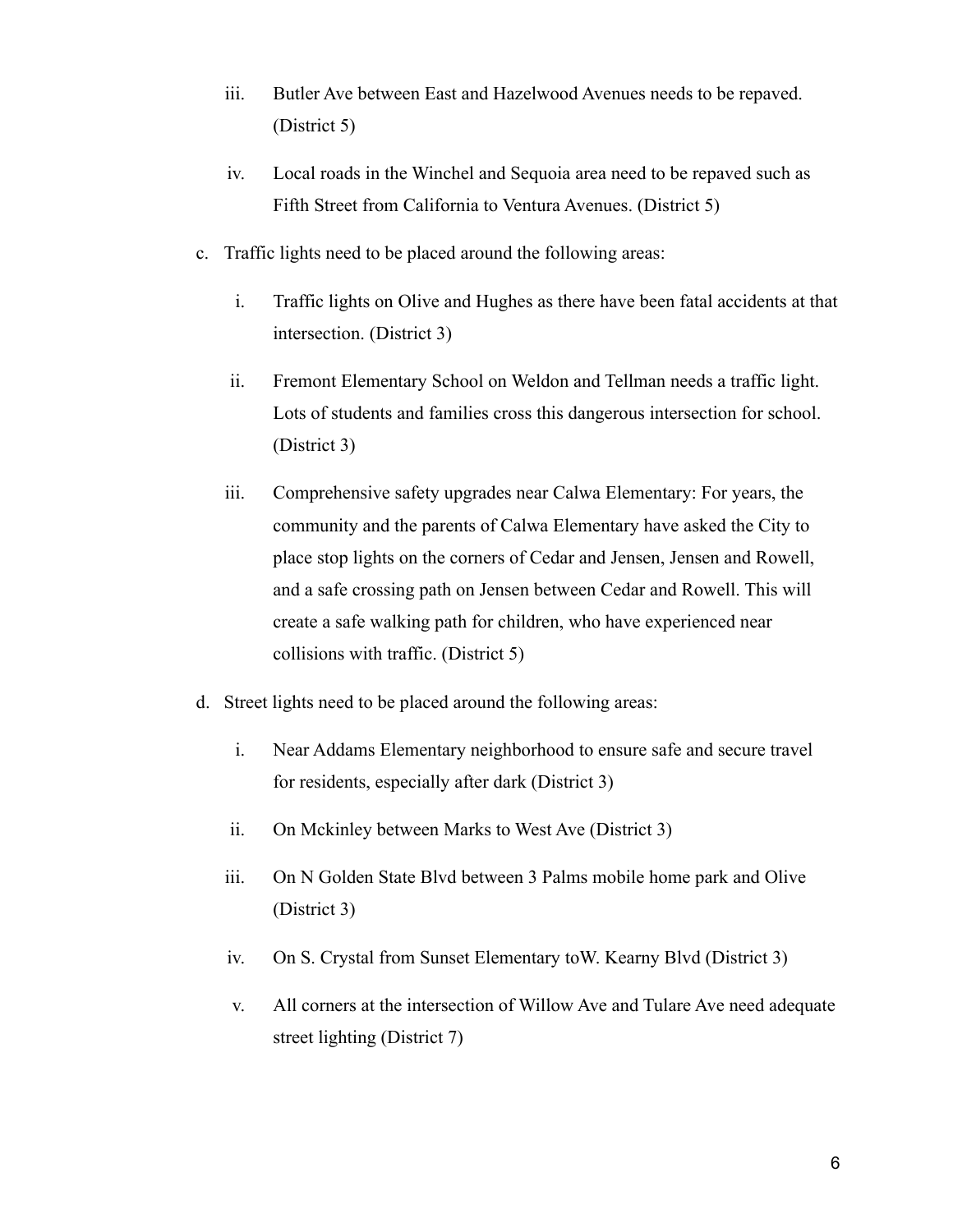iii. Butler Ave between East and Hazelwood Avenues needs to be repaved. (District 5)

iv. Local roads in the Winchel and Sequoia area need to be repaved such as Fifth Street from California to Ventura Avenues. (District 5)

c. Traffic lights need to be placed around the following areas:

   i. Traffic lights on Olive and Hughes as there have been fatal accidents at that intersection. (District 3)

   ii. Fremont Elementary School on Weldon and Tellman needs a traffic light. Lots of students and families cross this dangerous intersection for school. (District 3)

   iii. Comprehensive safety upgrades near Calwa Elementary: For years, the community and the parents of Calwa Elementary have asked the City to place stop lights on the corners of Cedar and Jensen, Jensen and Rowell, and a safe crossing path on Jensen between Cedar and Rowell. This will create a safe walking path for children, who have experienced near collisions with traffic. (District 5)

d. Street lights need to be placed around the following areas:

   i. Near Addams Elementary neighborhood to ensure safe and secure travel for residents, especially after dark (District 3)

   ii. On Mckinley between Marks to West Ave (District 3)

   iii. On N Golden State Blvd between 3 Palms mobile home park and Olive (District 3)

   iv. On S. Crystal from Sunset Elementary toW. Kearny Blvd (District 3)

   v. All corners at the intersection of Willow Ave and Tulare Ave need adequate street lighting (District 7)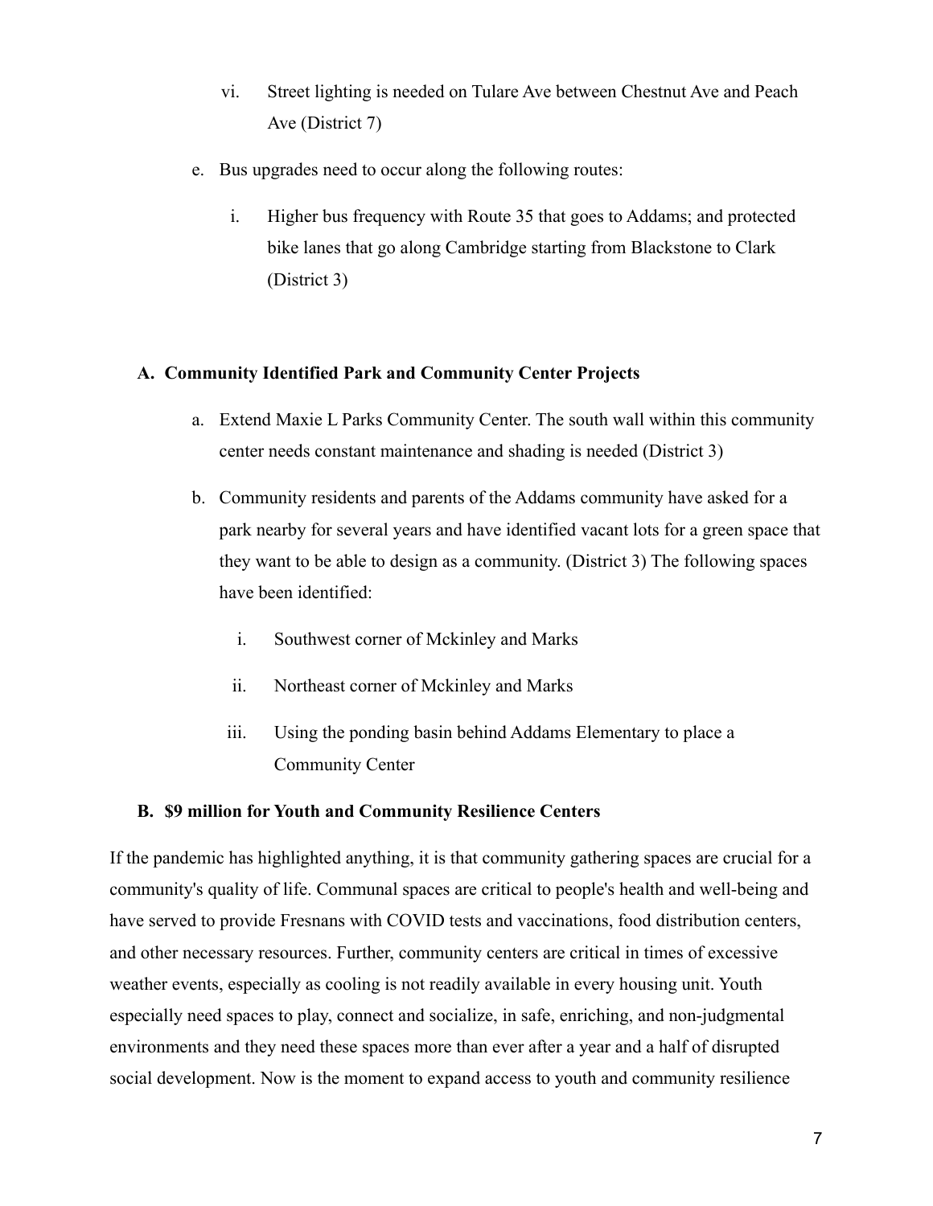vi. Street lighting is needed on Tulare Ave between Chestnut Ave and Peach Ave (District 7)

e. Bus upgrades need to occur along the following routes:

   i. Higher bus frequency with Route 35 that goes to Addams; and protected bike lanes that go along Cambridge starting from Blackstone to Clark (District 3)

**A. Community Identified Park and Community Center Projects**

a. Extend Maxie L Parks Community Center. The south wall within this community center needs constant maintenance and shading is needed (District 3)

b. Community residents and parents of the Addams community have asked for a park nearby for several years and have identified vacant lots for a green space that they want to be able to design as a community. (District 3) The following spaces have been identified:

   i. Southwest corner of Mckinley and Marks

   ii. Northeast corner of Mckinley and Marks

   iii. Using the ponding basin behind Addams Elementary to place a Community Center

**B. $9 million for Youth and Community Resilience Centers**

If the pandemic has highlighted anything, it is that community gathering spaces are crucial for a community's quality of life. Communal spaces are critical to people's health and well-being and have served to provide Fresnans with COVID tests and vaccinations, food distribution centers, and other necessary resources. Further, community centers are critical in times of excessive weather events, especially as cooling is not readily available in every housing unit. Youth especially need spaces to play, connect and socialize, in safe, enriching, and non-judgmental environments and they need these spaces more than ever after a year and a half of disrupted social development. Now is the moment to expand access to youth and community resilience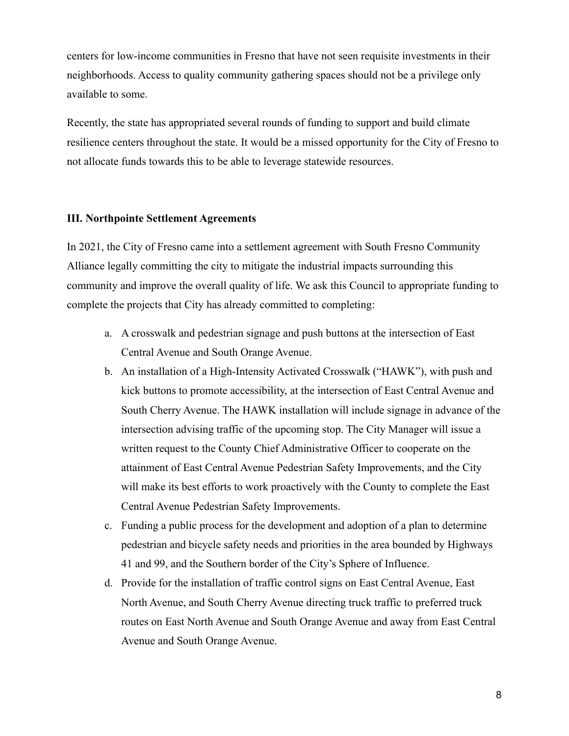centers for low-income communities in Fresno that have not seen requisite investments in their neighborhoods. Access to quality community gathering spaces should not be a privilege only available to some.

Recently, the state has appropriated several rounds of funding to support and build climate resilience centers throughout the state. It would be a missed opportunity for the City of Fresno to not allocate funds towards this to be able to leverage statewide resources.

### III. Northpointe Settlement Agreements

In 2021, the City of Fresno came into a settlement agreement with South Fresno Community Alliance legally committing the city to mitigate the industrial impacts surrounding this community and improve the overall quality of life. We ask this Council to appropriate funding to complete the projects that City has already committed to completing:

a. A crosswalk and pedestrian signage and push buttons at the intersection of East Central Avenue and South Orange Avenue.
b. An installation of a High-Intensity Activated Crosswalk ("HAWK"), with push and kick buttons to promote accessibility, at the intersection of East Central Avenue and South Cherry Avenue. The HAWK installation will include signage in advance of the intersection advising traffic of the upcoming stop. The City Manager will issue a written request to the County Chief Administrative Officer to cooperate on the attainment of East Central Avenue Pedestrian Safety Improvements, and the City will make its best efforts to work proactively with the County to complete the East Central Avenue Pedestrian Safety Improvements.
c. Funding a public process for the development and adoption of a plan to determine pedestrian and bicycle safety needs and priorities in the area bounded by Highways 41 and 99, and the Southern border of the City's Sphere of Influence.
d. Provide for the installation of traffic control signs on East Central Avenue, East North Avenue, and South Cherry Avenue directing truck traffic to preferred truck routes on East North Avenue and South Orange Avenue and away from East Central Avenue and South Orange Avenue.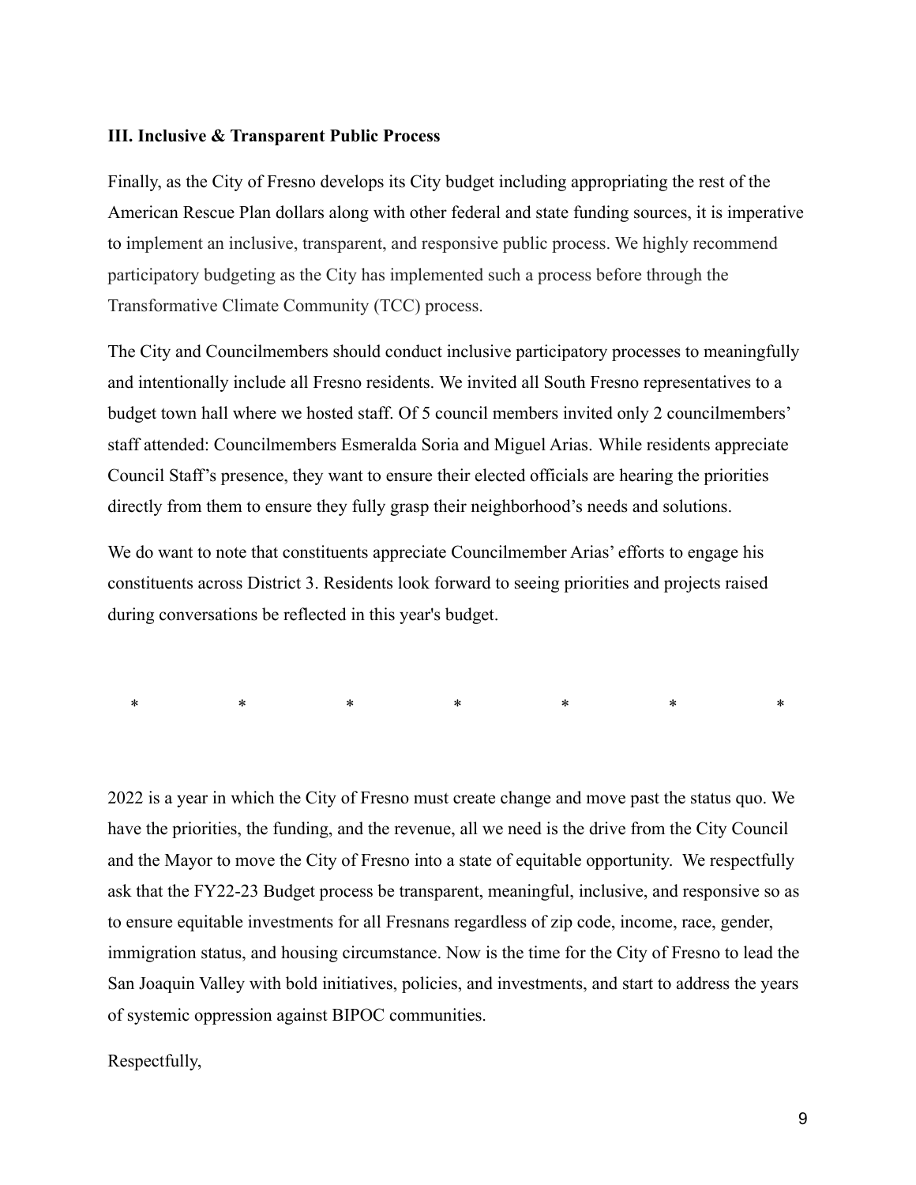### III. Inclusive & Transparent Public Process

Finally, as the City of Fresno develops its City budget including appropriating the rest of the American Rescue Plan dollars along with other federal and state funding sources, it is imperative to implement an inclusive, transparent, and responsive public process. We highly recommend participatory budgeting as the City has implemented such a process before through the Transformative Climate Community (TCC) process.

The City and Councilmembers should conduct inclusive participatory processes to meaningfully and intentionally include all Fresno residents. We invited all South Fresno representatives to a budget town hall where we hosted staff. Of 5 council members invited only 2 councilmembers' staff attended: Councilmembers Esmeralda Soria and Miguel Arias. While residents appreciate Council Staff's presence, they want to ensure their elected officials are hearing the priorities directly from them to ensure they fully grasp their neighborhood's needs and solutions.

We do want to note that constituents appreciate Councilmember Arias' efforts to engage his constituents across District 3. Residents look forward to seeing priorities and projects raised during conversations be reflected in this year's budget.

\*    \*    \*    \*    \*    \*    \*

2022 is a year in which the City of Fresno must create change and move past the status quo. We have the priorities, the funding, and the revenue, all we need is the drive from the City Council and the Mayor to move the City of Fresno into a state of equitable opportunity. We respectfully ask that the FY22-23 Budget process be transparent, meaningful, inclusive, and responsive so as to ensure equitable investments for all Fresnans regardless of zip code, income, race, gender, immigration status, and housing circumstance. Now is the time for the City of Fresno to lead the San Joaquin Valley with bold initiatives, policies, and investments, and start to address the years of systemic oppression against BIPOC communities.

Respectfully,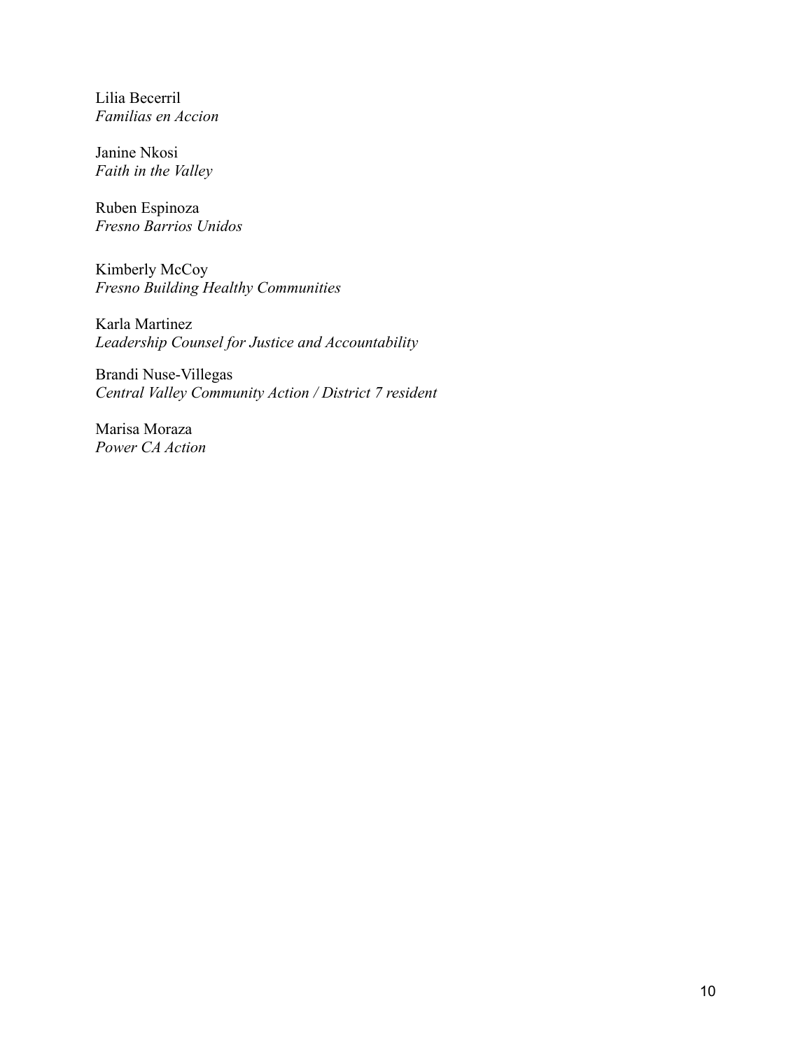Lilia Becerril
*Familias en Accion*

Janine Nkosi
*Faith in the Valley*

Ruben Espinoza
*Fresno Barrios Unidos*

Kimberly McCoy
*Fresno Building Healthy Communities*

Karla Martinez
*Leadership Counsel for Justice and Accountability*

Brandi Nuse-Villegas
*Central Valley Community Action / District 7 resident*

Marisa Moraza
*Power CA Action*